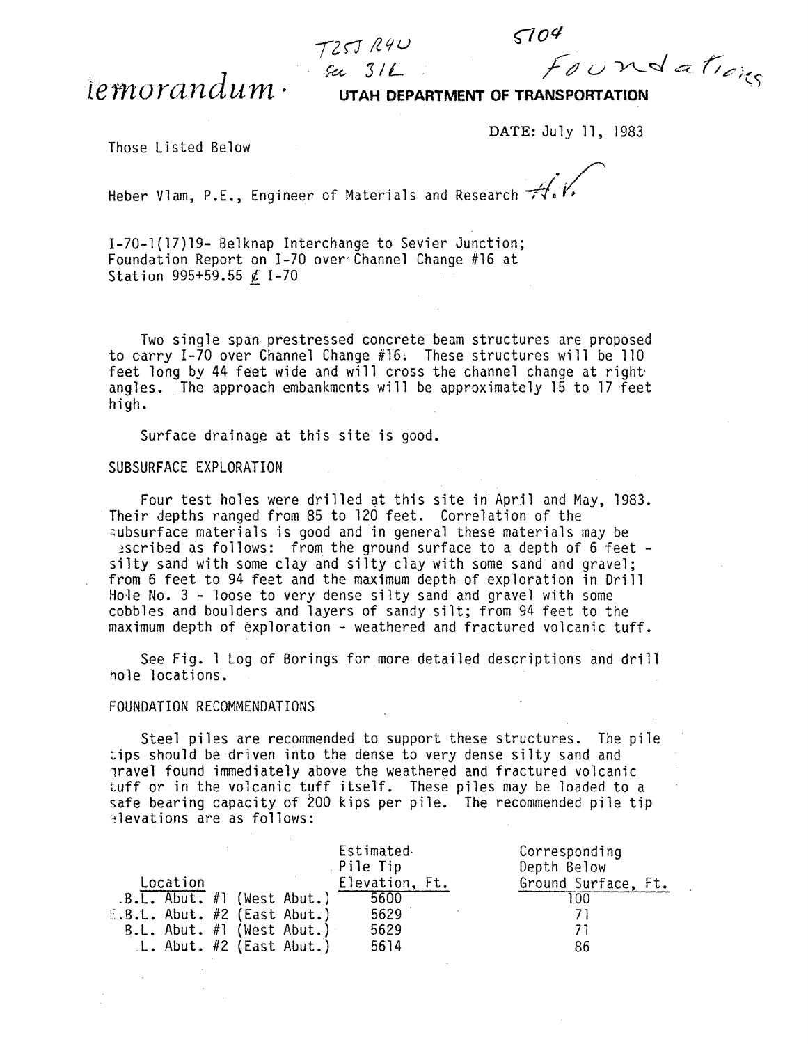T25J R4U
Sec 31L

5704
Foundations

# Memorandum · UTAH DEPARTMENT OF TRANSPORTATION

DATE: July 11, 1983

Those Listed Below

Heber Vlam, P.E., Engineer of Materials and Research H.V.

I-70-1(17)19- Belknap Interchange to Sevier Junction; Foundation Report on I-70 over Channel Change #16 at Station 995+59.55 ℄ I-70

Two single span prestressed concrete beam structures are proposed to carry I-70 over Channel Change #16. These structures will be 110 feet long by 44 feet wide and will cross the channel change at right angles. The approach embankments will be approximately 15 to 17 feet high.

Surface drainage at this site is good.

## SUBSURFACE EXPLORATION

Four test holes were drilled at this site in April and May, 1983. Their depths ranged from 85 to 120 feet. Correlation of the subsurface materials is good and in general these materials may be described as follows: from the ground surface to a depth of 6 feet - silty sand with some clay and silty clay with some sand and gravel; from 6 feet to 94 feet and the maximum depth of exploration in Drill Hole No. 3 - loose to very dense silty sand and gravel with some cobbles and boulders and layers of sandy silt; from 94 feet to the maximum depth of exploration - weathered and fractured volcanic tuff.

See Fig. 1 Log of Borings for more detailed descriptions and drill hole locations.

## FOUNDATION RECOMMENDATIONS

Steel piles are recommended to support these structures. The pile tips should be driven into the dense to very dense silty sand and gravel found immediately above the weathered and fractured volcanic tuff or in the volcanic tuff itself. These piles may be loaded to a safe bearing capacity of 200 kips per pile. The recommended pile tip elevations are as follows:

| Location | Estimated Pile Tip Elevation, Ft. | Corresponding Depth Below Ground Surface, Ft. |
|---|---|---|
| E.B.L. Abut. #1 (West Abut.) | 5600 | 100 |
| E.B.L. Abut. #2 (East Abut.) | 5629 | 71 |
| W.B.L. Abut. #1 (West Abut.) | 5629 | 71 |
| W.B.L. Abut. #2 (East Abut.) | 5614 | 86 |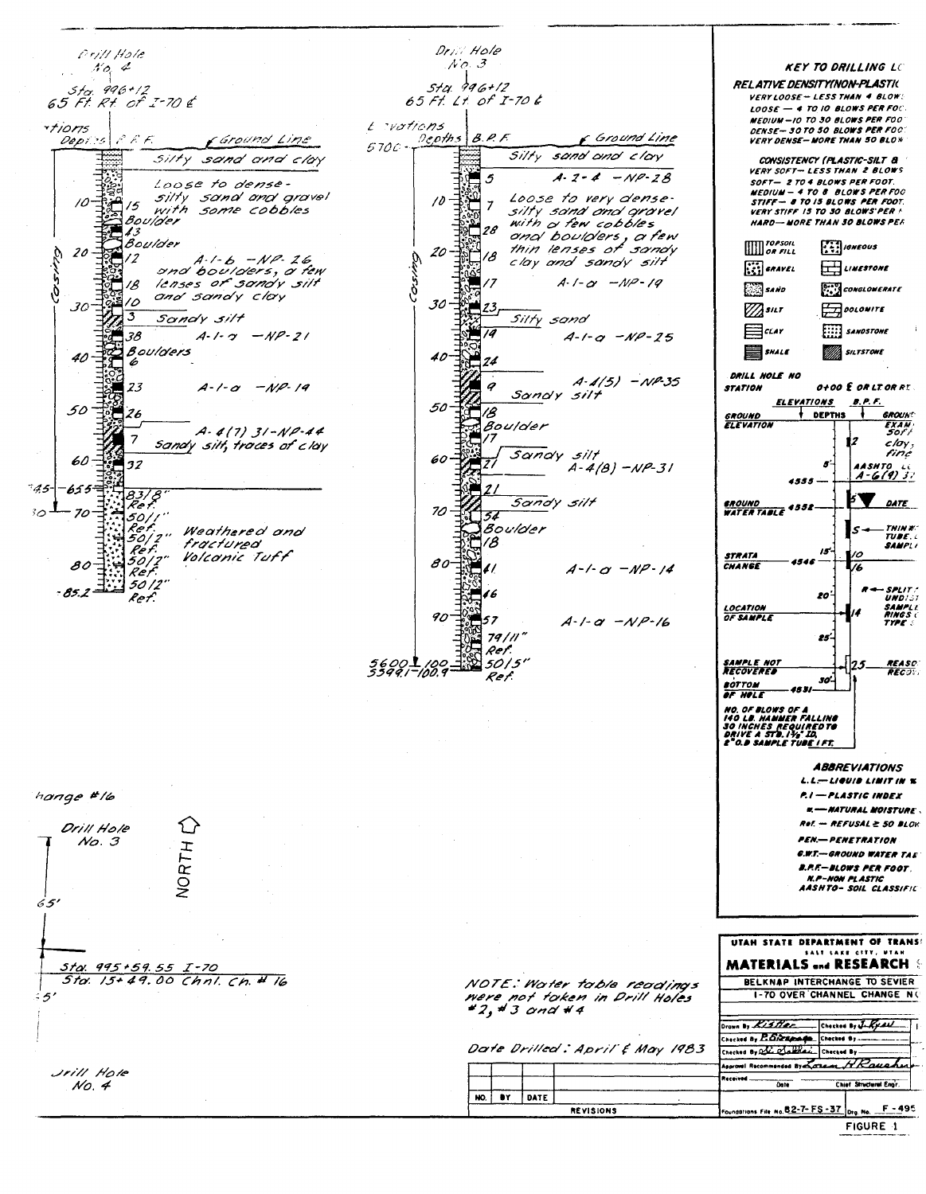## Drill Hole No. 4

Sta. 996+12
65 Ft. Rt. of I-70 ℄

| Elevations / Depths | B.P.F. | Description |
|---|---|---|
| Ground Line | | Silty sand and clay |
| 10 | 15 | Loose to dense-silty sand and gravel with some cobbles |
| | | Boulder |
| | 43 | |
| | | Boulder |
| 20 | 12 | A-1-b -NP-26 and boulders, a few lenses of sandy silt and sandy clay |
| | 18 | |
| 30 | 10 | |
| | 3 | Sandy silt |
| | 38 | A-1-a -NP-21 |
| 40 | | Boulders |
| | 6 | |
| | 23 | A-1-a -NP-14 |
| 50 | 26 | |
| | 7 | A-4(7) 31-NP-44 Sandy silt, traces of clay |
| 60 | 32 | |
| 645 - 65.5 | 83/8" Ref. | |
| 70 | 50/1" Ref. | Weathered and fractured Volcanic Tuff |
| | 50/2" Ref. | |
| 80 | 50/2" Ref. | |
| -85.2 | 50/2" Ref. | |

Casing

## Drill Hole No. 3

Sta. 996+12
65 Ft. Lt. of I-70 ℄

| Elevations / Depths | B.P.F. | Description |
|---|---|---|
| 5700 - Ground Line | | Silty sand and clay |
| | 5 | A-2-4 -NP-28 |
| 10 | 7 | Loose to very dense-silty sand and gravel with a few cobbles |
| | 28 | and boulders, a few thin lenses of sandy |
| 20 | 18 | clay and sandy silt |
| | 17 | A-1-a -NP-19 |
| 30 | 23 | Silty sand |
| | 14 | A-1-a -NP-25 |
| 40 | 24 | |
| | 9 | A-4(5) -NP-35 Sandy silt |
| 50 | 18 | Boulder |
| | 17 | |
| 60 | 21 | Sandy silt A-4(8) -NP-31 |
| | 21 | |
| 70 | 54 | Sandy silt |
| | | Boulder |
| | 18 | |
| 80 | 41 | A-1-a -NP-14 |
| | 46 | |
| 90 | 57 | A-1-a -NP-16 |
| | 79/11" Ref. | |
| 5600 / 5599.1 - 100 / 100.9 | 50/5" Ref. | |

Casing

## Interchange #16

Drill Hole No. 3

NORTH

65'

Sta. 995+59.55 I-70
Sta. 15+49.00 Chnl. Ch. # 16

65'

Drill Hole No. 4

NOTE: Water table readings were not taken in Drill Holes #2, #3 and #4

Date Drilled: April & May 1983

## KEY TO DRILLING LO

**RELATIVE DENSITY(NON-PLASTIC**

- VERY LOOSE — LESS THAN 4 BLOWS
- LOOSE — 4 TO 10 BLOWS PER FOO
- MEDIUM — 10 TO 30 BLOWS PER FOO
- DENSE — 30 TO 50 BLOWS PER FOO
- VERY DENSE — MORE THAN 50 BLO

**CONSISTENCY (PLASTIC-SILT &**

- VERY SOFT — LESS THAN 2 BLOWS
- SOFT — 2 TO 4 BLOWS PER FOOT.
- MEDIUM — 4 TO 8 BLOWS PER FOO
- STIFF — 8 TO 15 BLOWS PER FOOT.
- VERY STIFF 15 TO 30 BLOWS PER
- HARD — MORE THAN 30 BLOWS PER

| | |
|---|---|
| TOPSOIL OR FILL | IGNEOUS |
| GRAVEL | LIMESTONE |
| SAND | CONGLOMERATE |
| SILT | DOLOMITE |
| CLAY | SANDSTONE |
| SHALE | SILTSTONE |

DRILL HOLE NO
STATION 0+00 ℄ OR LT OR RT

ELEVATIONS DEPTHS B.P.F.

- GROUND ELEVATION
- 2 — GROUN EXAM SOFT clay, fine
- 5' — AASHTO L A-6(9) 3
- 4555
- GROUND WATER TABLE 4552 — 5 ▼ DATE
- S ← THIN W TUBE SAMPL
- STRATA CHANGE 4546 — 15' — 10 / 16
- 20' — R ← SPLIT UNDIST SAMPLE RINGS TYPE
- LOCATION OF SAMPLE — 14
- 25'
- SAMPLE NOT RECOVERED — 25 — REASO RECOV
- 30'
- BOTTOM OF HOLE 4531

NO. OF BLOWS OF A 140 LB. HAMMER FALLING 30 INCHES REQUIRED TO DRIVE A STD. 1⅜" I.D. 2" O.D. SAMPLE TUBE 1 FT.

### ABBREVIATIONS

- L.L. — LIQUID LIMIT IN %
- P.I — PLASTIC INDEX
- w — NATURAL MOISTURE
- Ref. — REFUSAL ≥ 50 BLOW
- PEN. — PENETRATION
- G.W.T. — GROUND WATER TAB
- B.P.F. — BLOWS PER FOOT.
- N.P. — NON PLASTIC
- AASHTO — SOIL CLASSIFIC

**UTAH STATE DEPARTMENT OF TRANS**
SALT LAKE CITY, UTAH
**MATERIALS and RESEARCH**

BELKNAP INTERCHANGE TO SEVIER
I-70 OVER CHANNEL CHANGE N

| | |
|---|---|
| Drawn By Kistler | Checked By J. Ryan |
| Checked By P. Glasgow | Checked By |
| Checked By | Checked By |
| Approval Recommended By Loren H. Rauscher | |
| Received / Date | Chief Structural Engr. |

Foundations File No. 82-7-FS-37 Drg. No. F-495

| NO. | BY | DATE | REVISIONS |
|---|---|---|---|
| | | | |

FIGURE 1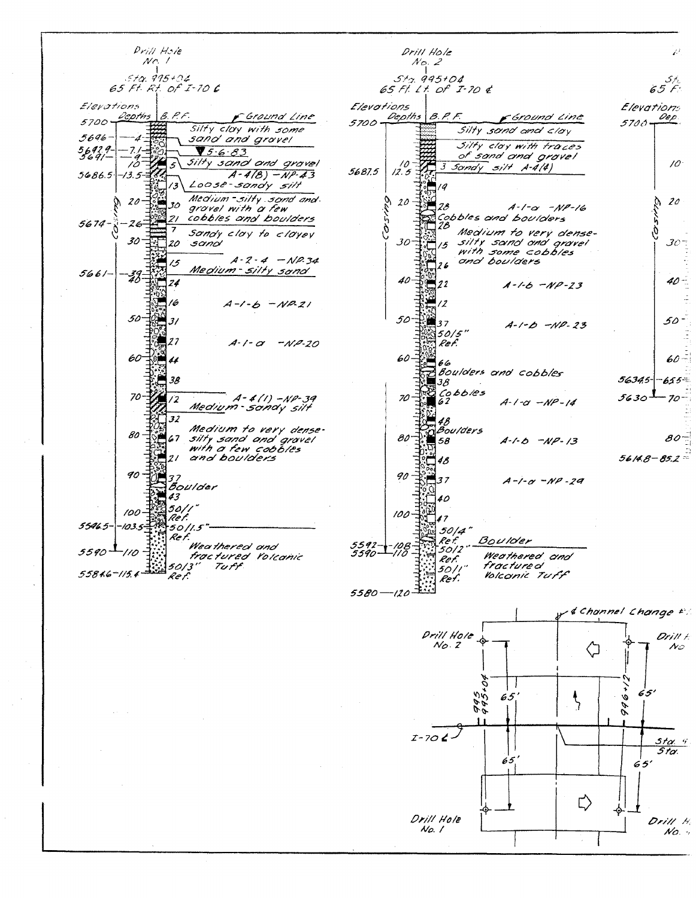Drill Hole No. 1

Sta. 995+04
65 Ft. Rt. of I-70 ℄

Elevations
Depths
B.P.F.
Ground Line

5700
5696 — 4
5692.9 — 7.1
5691 — 9
10
5686.5 — 13.5
20
5674 — 26
30
5661 — 39
40
50
60
70
80
90
100
5596.5 — 103.5
5590 — 110
5584.6 — 115.4

Casing

Silty clay with some sand and gravel

5-6-83

5 Silty sand and gravel
A-4(8) -NP-43

13 Loose-sandy silt

30 Medium-silty sand and gravel with a few
21 cobbles and boulders

7 Sandy clay to clayey
20 sand

15 A-2-4 -NP-34
Medium-silty sand

24

16 A-1-b -NP-21

31

27 A-1-a -NP-20

44

38

12 A-4(1) -NP-39
Medium-sandy silt

32

67 Medium to very dense-silty sand and gravel with a few cobbles
21 and boulders

37
Boulder
43
50/1" Ref.
50/1.5" Ref.

Weathered and fractured Volcanic
50/3" Ref. Tuff

Drill Hole No. 2

Sta. 995+04
65 Ft. Lt. of I-70 ℄

Elevations
Depths
B.P.F.
Ground Line

5700
10
5687.5 — 12.5
20
30
40
50
60
70
80
90
100
5592 — 108
5590 — 110
5580 — 120

Casing

Silty sand and clay

Silty clay with traces of sand and gravel

3 Sandy silt A-4(4)

14

28 A-1-a -NP-16
Cobbles and boulders
28 Medium to very dense-
15 silty sand and gravel with some cobbles
26 and boulders

22 A-1-b -NP-23

12

37 A-1-b -NP-23
50/5" Ref.

66
Boulders and cobbles
38
Cobbles
62 A-1-a -NP-14

48
Boulders
58 A-1-b -NP-13

48

37 A-1-a -NP-29

40

47

50/4" Ref.
Boulder
50/2" Ref.
50/1" Ref.

Weathered and fractured Volcanic Tuff

Sta.
65 F

Elevations
Dep.

5700
10
20
30
40
50
60
5634.5 — 65.5
5630 — 70
80
5614.8 — 85.2

Casing

℄ Channel Change

Drill Hole No. 2

Drill Hole No.

995
995+04

996+12

65'

65'

65'

65'

I-70 ℄

Sta.
Sta.

Drill Hole No. 1

Drill Hole No.